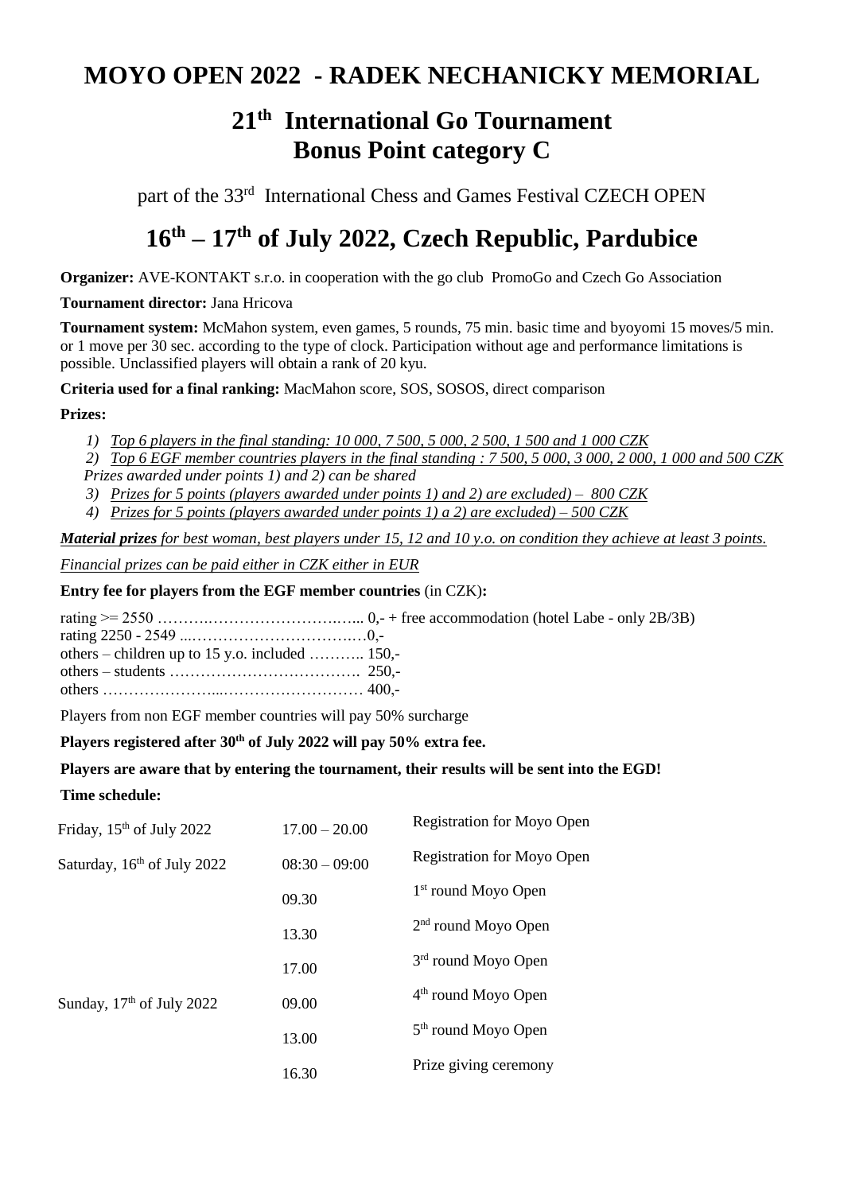# MOYO OPEN 2022 - RADEK NECHANICKY MEMORIAL

## 21th International Go Tournament
## Bonus Point category C

part of the 33rd International Chess and Games Festival CZECH OPEN

## 16th – 17th of July 2022, Czech Republic, Pardubice

**Organizer:** AVE-KONTAKT s.r.o. in cooperation with the go club PromoGo and Czech Go Association

**Tournament director:** Jana Hricova

**Tournament system:** McMahon system, even games, 5 rounds, 75 min. basic time and byoyomi 15 moves/5 min. or 1 move per 30 sec. according to the type of clock. Participation without age and performance limitations is possible. Unclassified players will obtain a rank of 20 kyu.

**Criteria used for a final ranking:** MacMahon score, SOS, SOSOS, direct comparison

**Prizes:**

1) _Top 6 players in the final standing: 10 000, 7 500, 5 000, 2 500, 1 500 and 1 000 CZK_
2) _Top 6 EGF member countries players in the final standing : 7 500, 5 000, 3 000, 2 000, 1 000 and 500 CZK_

*Prizes awarded under points 1) and 2) can be shared*

3) _Prizes for 5 points (players awarded under points 1) and 2) are excluded) – 800 CZK_
4) _Prizes for 5 points (players awarded under points 1) a 2) are excluded) – 500 CZK_

_**Material prizes** for best woman, best players under 15, 12 and 10 y.o. on condition they achieve at least 3 points._

_Financial prizes can be paid either in CZK either in EUR_

**Entry fee for players from the EGF member countries** (in CZK)**:**

rating >= 2550 ………………………………... 0,- + free accommodation (hotel Labe - only 2B/3B)
rating 2250 - 2549 ...……………………………0,-
others – children up to 15 y.o. included ……….. 150,-
others – students ………………………………. 250,-
others …………………...……………………… 400,-

Players from non EGF member countries will pay 50% surcharge

**Players registered after 30th of July 2022 will pay 50% extra fee.**

**Players are aware that by entering the tournament, their results will be sent into the EGD!**

**Time schedule:**

| | | |
|---|---|---|
| Friday, 15th of July 2022 | 17.00 – 20.00 | Registration for Moyo Open |
| Saturday, 16th of July 2022 | 08:30 – 09:00 | Registration for Moyo Open |
| | 09.30 | 1st round Moyo Open |
| | 13.30 | 2nd round Moyo Open |
| | 17.00 | 3rd round Moyo Open |
| Sunday, 17th of July 2022 | 09.00 | 4th round Moyo Open |
| | 13.00 | 5th round Moyo Open |
| | 16.30 | Prize giving ceremony |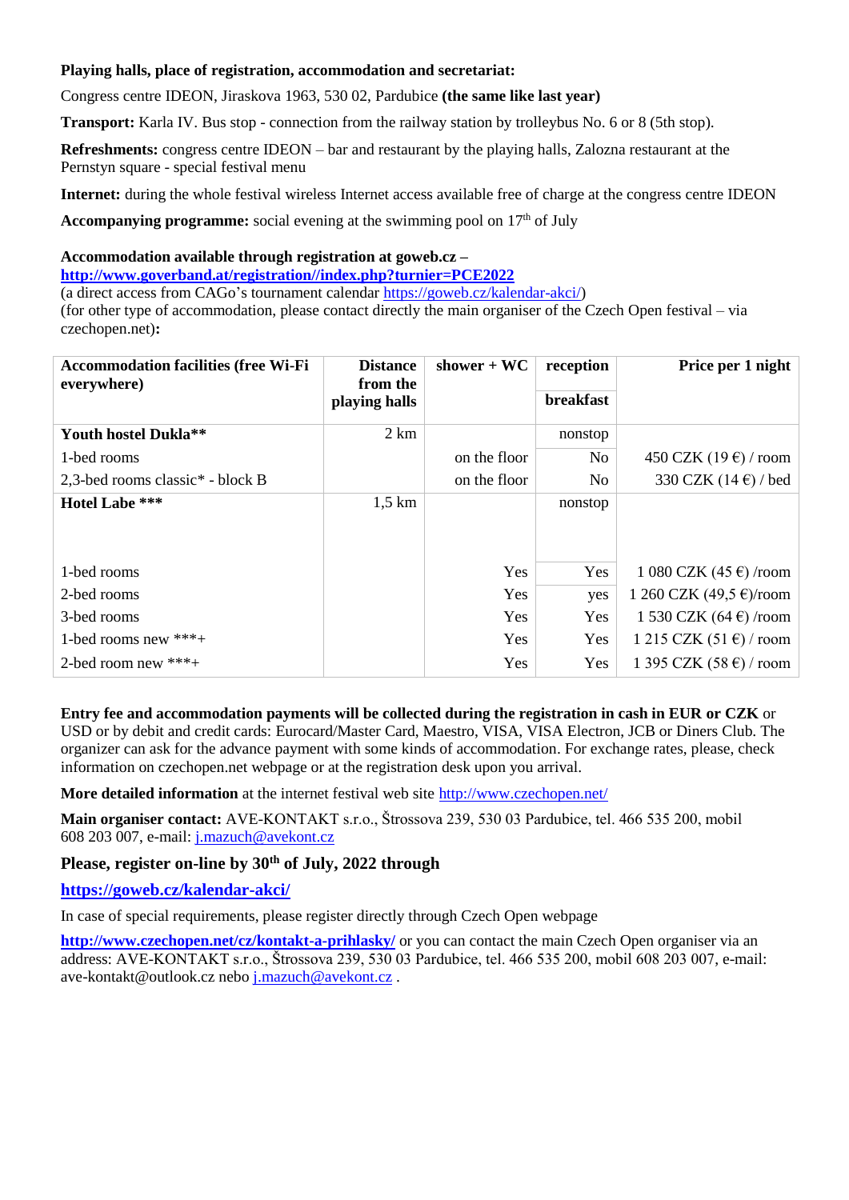**Playing halls, place of registration, accommodation and secretariat:**

Congress centre IDEON, Jiraskova 1963, 530 02, Pardubice **(the same like last year)**

**Transport:** Karla IV. Bus stop - connection from the railway station by trolleybus No. 6 or 8 (5th stop).

**Refreshments:** congress centre IDEON – bar and restaurant by the playing halls, Zalozna restaurant at the Pernstyn square - special festival menu

**Internet:** during the whole festival wireless Internet access available free of charge at the congress centre IDEON

**Accompanying programme:** social evening at the swimming pool on 17th of July

**Accommodation available through registration at goweb.cz –**
**http://www.goverband.at/registration//index.php?turnier=PCE2022**
(a direct access from CAGo's tournament calendar https://goweb.cz/kalendar-akci/)
(for other type of accommodation, please contact directly the main organiser of the Czech Open festival – via czechopen.net)**:**

| Accommodation facilities (free Wi-Fi everywhere) | Distance from the playing halls | shower + WC | reception / breakfast | Price per 1 night |
|---|---|---|---|---|
| **Youth hostel Dukla\*\*** | 2 km | | nonstop | |
| 1-bed rooms | | on the floor | No | 450 CZK (19 €) / room |
| 2,3-bed rooms classic* - block B | | on the floor | No | 330 CZK (14 €) / bed |
| **Hotel Labe \*\*\*** | 1,5 km | | nonstop | |
| 1-bed rooms | | Yes | Yes | 1 080 CZK (45 €) /room |
| 2-bed rooms | | Yes | yes | 1 260 CZK (49,5 €)/room |
| 3-bed rooms | | Yes | Yes | 1 530 CZK (64 €) /room |
| 1-bed rooms new \*\*\*+ | | Yes | Yes | 1 215 CZK (51 €) / room |
| 2-bed room new \*\*\*+ | | Yes | Yes | 1 395 CZK (58 €) / room |

**Entry fee and accommodation payments will be collected during the registration in cash in EUR or CZK** or USD or by debit and credit cards: Eurocard/Master Card, Maestro, VISA, VISA Electron, JCB or Diners Club. The organizer can ask for the advance payment with some kinds of accommodation. For exchange rates, please, check information on czechopen.net webpage or at the registration desk upon you arrival.

**More detailed information** at the internet festival web site http://www.czechopen.net/

**Main organiser contact:** AVE-KONTAKT s.r.o., Štrossova 239, 530 03 Pardubice, tel. 466 535 200, mobil 608 203 007, e-mail: j.mazuch@avekont.cz

### Please, register on-line by 30th of July, 2022 through

**https://goweb.cz/kalendar-akci/**

In case of special requirements, please register directly through Czech Open webpage

**http://www.czechopen.net/cz/kontakt-a-prihlasky/** or you can contact the main Czech Open organiser via an address: AVE-KONTAKT s.r.o., Štrossova 239, 530 03 Pardubice, tel. 466 535 200, mobil 608 203 007, e-mail: ave-kontakt@outlook.cz nebo j.mazuch@avekont.cz .